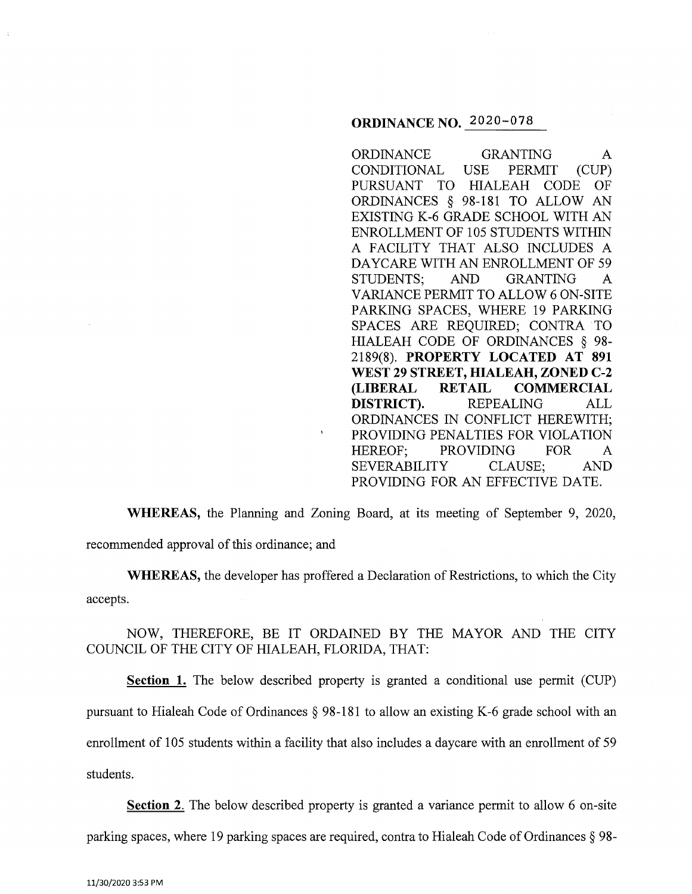**ORDINANCE NO. 2020-078**

ORDINANCE GRANTING A CONDITIONAL USE PERMIT (CUP) PURSUANT TO HIALEAH CODE OF ORDINANCES § 98-181 TO ALLOW AN EXISTING K-6 GRADE SCHOOL WITH AN ENROLLMENT OF 105 STUDENTS WITHIN A FACILITY THAT ALSO INCLUDES A DAYCARE WITH AN ENROLLMENT OF 59 STUDENTS; AND GRANTING A VARIANCE PERMIT TO ALLOW 6 ON-SITE PARKING SPACES, WHERE 19 PARKING SPACES ARE REQUIRED; CONTRA TO HIALEAH CODE OF ORDINANCES § 98-2189(8). **PROPERTY LOCATED AT 891 WEST 29 STREET, HIALEAH, ZONED C-2 (LIBERAL RETAIL COMMERCIAL DISTRICT).** REPEALING ALL ORDINANCES IN CONFLICT HEREWITH; PROVIDING PENALTIES FOR VIOLATION HEREOF; PROVIDING FOR A SEVERABILITY CLAUSE; AND PROVIDING FOR AN EFFECTIVE DATE.

**WHEREAS,** the Planning and Zoning Board, at its meeting of September 9, 2020, recommended approval of this ordinance; and

**WHEREAS,** the developer has proffered a Declaration of Restrictions, to which the City accepts.

NOW, THEREFORE, BE IT ORDAINED BY THE MAYOR AND THE CITY COUNCIL OF THE CITY OF HIALEAH, FLORIDA, THAT:

**Section 1.** The below described property is granted a conditional use permit (CUP) pursuant to Hialeah Code of Ordinances § 98-181 to allow an existing K-6 grade school with an enrollment of 105 students within a facility that also includes a daycare with an enrollment of 59 students.

**Section 2.** The below described property is granted a variance permit to allow 6 on-site parking spaces, where 19 parking spaces are required, contra to Hialeah Code of Ordinances § 98-

11/30/2020 3:53 PM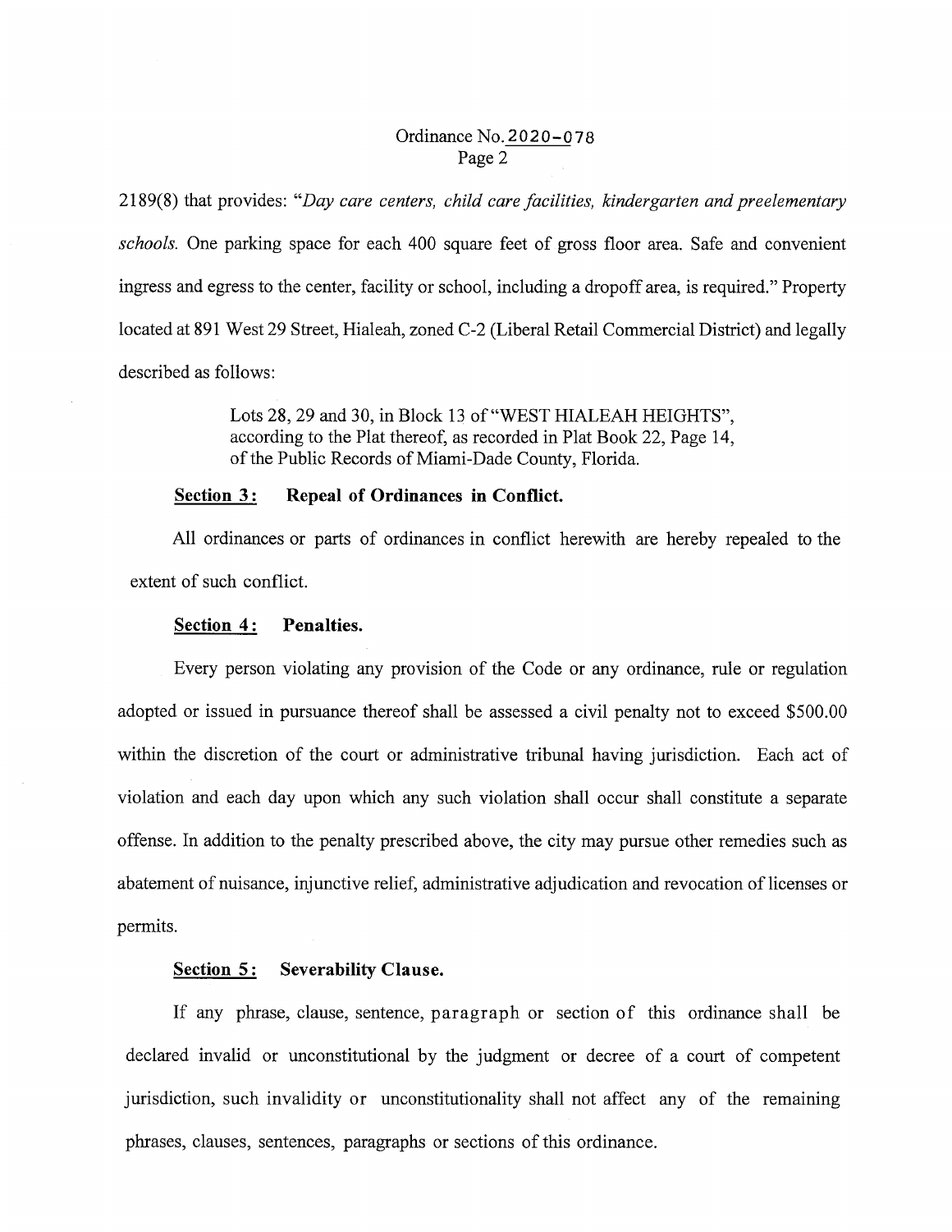2189(8) that provides: "*Day care centers, child care facilities, kindergarten and preelementary schools.* One parking space for each 400 square feet of gross floor area. Safe and convenient ingress and egress to the center, facility or school, including a dropoff area, is required." Property located at 891 West 29 Street, Hialeah, zoned C-2 (Liberal Retail Commercial District) and legally described as follows:

> Lots 28, 29 and 30, in Block 13 of "WEST HIALEAH HEIGHTS", according to the Plat thereof, as recorded in Plat Book 22, Page 14, of the Public Records of Miami-Dade County, Florida.

**Section 3: Repeal of Ordinances in Conflict.**

All ordinances or parts of ordinances in conflict herewith are hereby repealed to the extent of such conflict.

**Section 4: Penalties.**

Every person violating any provision of the Code or any ordinance, rule or regulation adopted or issued in pursuance thereof shall be assessed a civil penalty not to exceed $500.00 within the discretion of the court or administrative tribunal having jurisdiction. Each act of violation and each day upon which any such violation shall occur shall constitute a separate offense. In addition to the penalty prescribed above, the city may pursue other remedies such as abatement of nuisance, injunctive relief, administrative adjudication and revocation of licenses or permits.

**Section 5: Severability Clause.**

If any phrase, clause, sentence, paragraph or section of this ordinance shall be declared invalid or unconstitutional by the judgment or decree of a court of competent jurisdiction, such invalidity or unconstitutionality shall not affect any of the remaining phrases, clauses, sentences, paragraphs or sections of this ordinance.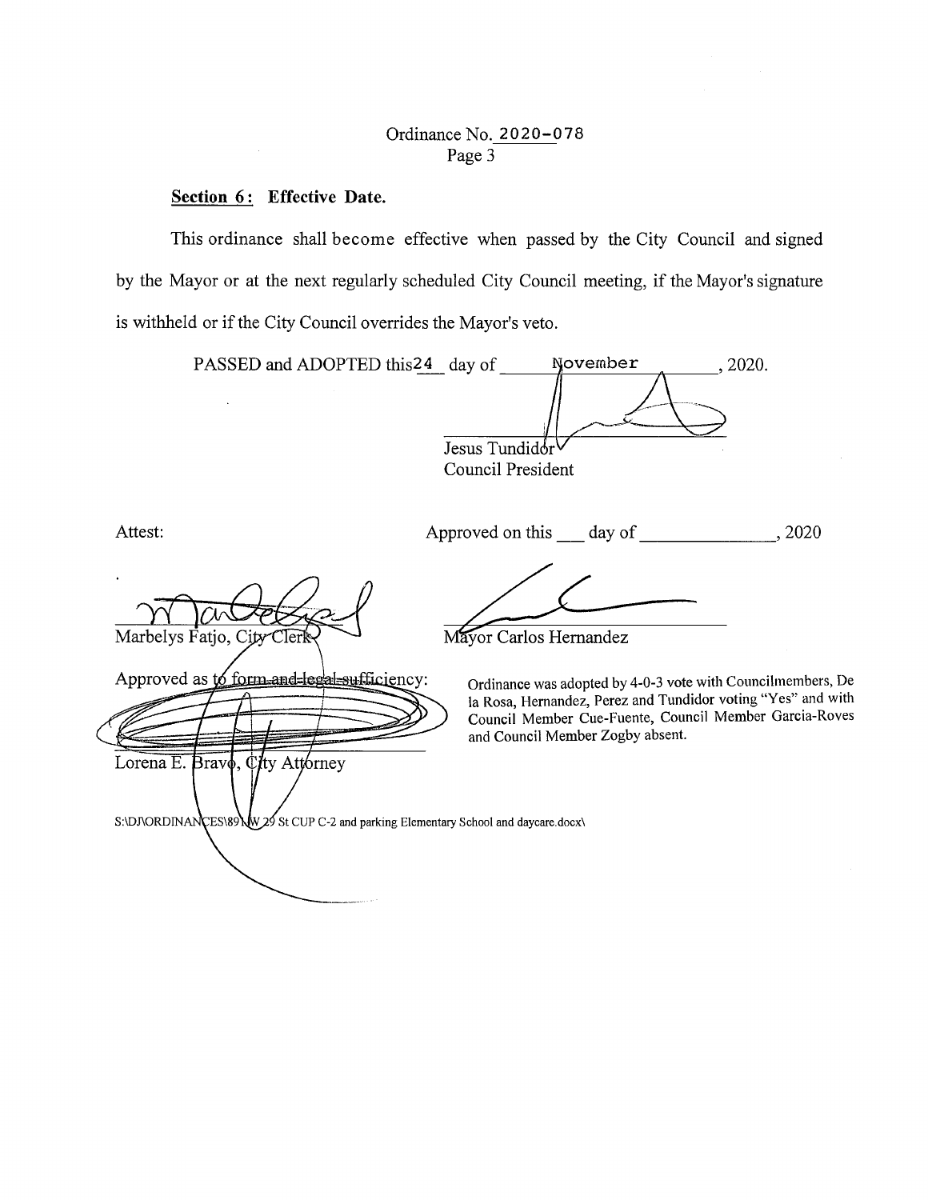Ordinance No. 2020-078

**Section 6: Effective Date.**

This ordinance shall become effective when passed by the City Council and signed by the Mayor or at the next regularly scheduled City Council meeting, if the Mayor's signature is withheld or if the City Council overrides the Mayor's veto.

PASSED and ADOPTED this 24 day of November, 2020.

Jesus Tundidor
Council President

Attest:

Marbelys Fatjo, City Clerk

Approved on this ___ day of ____________, 2020

Mayor Carlos Hernandez

Approved as to form and legal sufficiency:

Lorena E. Bravo, City Attorney

Ordinance was adopted by 4-0-3 vote with Councilmembers, De la Rosa, Hernandez, Perez and Tundidor voting "Yes" and with Council Member Cue-Fuente, Council Member Garcia-Roves and Council Member Zogby absent.

S:\DJ\ORDINANCES\89 NW 29 St CUP C-2 and parking Elementary School and daycare.docx\